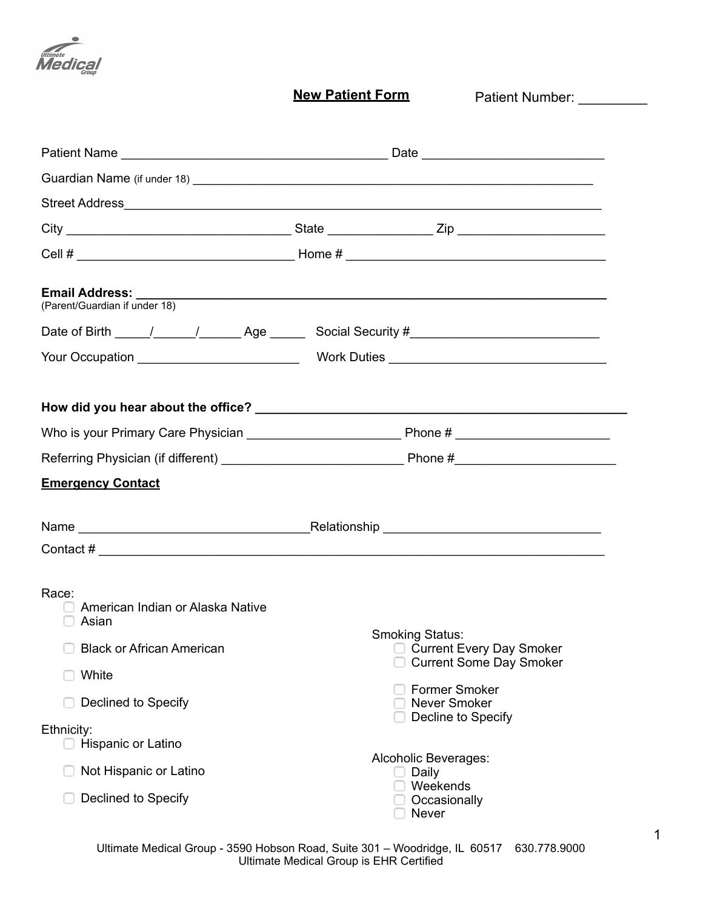Ultimate Medical Group

## New Patient Form

Patient Number: _________

Patient Name ____________________________________ Date _________________________

Guardian Name (if under 18) ___________________________________________________________

Street Address_______________________________________________________________________

City _______________________________ State ______________ Zip ____________________

Cell # ______________________________ Home # ___________________________________

**Email Address: _______________________________________________________________**
(Parent/Guardian if under 18)

Date of Birth _____/______/______ Age _____ Social Security #__________________________

Your Occupation ______________________ Work Duties ______________________________

**How did you hear about the office? _____________________________________________________**

Who is your Primary Care Physician _____________________ Phone # _____________________

Referring Physician (if different) _________________________ Phone #_____________________

**Emergency Contact**

Name ________________________________Relationship ______________________________

Contact # _______________________________________________________________________

Race:
- ☐ American Indian or Alaska Native
- ☐ Asian
- ☐ Black or African American
- ☐ White
- ☐ Declined to Specify

Ethnicity:
- ☐ Hispanic or Latino
- ☐ Not Hispanic or Latino
- ☐ Declined to Specify

Smoking Status:
- ☐ Current Every Day Smoker
- ☐ Current Some Day Smoker
- ☐ Former Smoker
- ☐ Never Smoker
- ☐ Decline to Specify

Alcoholic Beverages:
- ☐ Daily
- ☐ Weekends
- ☐ Occasionally
- ☐ Never

Ultimate Medical Group - 3590 Hobson Road, Suite 301 – Woodridge, IL 60517 630.778.9000
Ultimate Medical Group is EHR Certified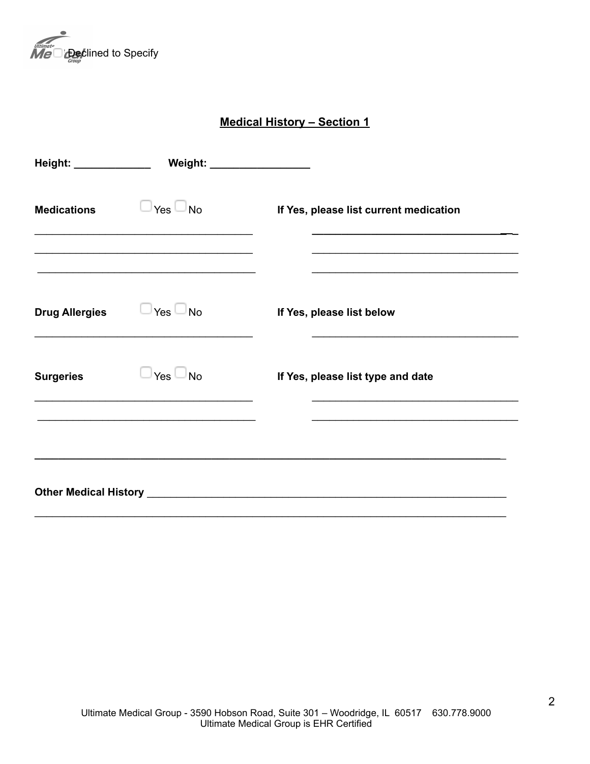☐ Declined to Specify

## Medical History – Section 1

**Height:** _____________ **Weight:** _________________

**Medications** ☐ Yes ☐ No **If Yes, please list current medication**

_______________________________________ _____________________________________

_______________________________________ _____________________________________

_______________________________________ _____________________________________

**Drug Allergies** ☐ Yes ☐ No **If Yes, please list below**

_______________________________________ _____________________________________

**Surgeries** ☐ Yes ☐ No **If Yes, please list type and date**

_______________________________________ _____________________________________

_______________________________________ _____________________________________

____________________________________________________________________________________

**Other Medical History** ______________________________________________________________

____________________________________________________________________________________

Ultimate Medical Group - 3590 Hobson Road, Suite 301 – Woodridge, IL 60517 630.778.9000
Ultimate Medical Group is EHR Certified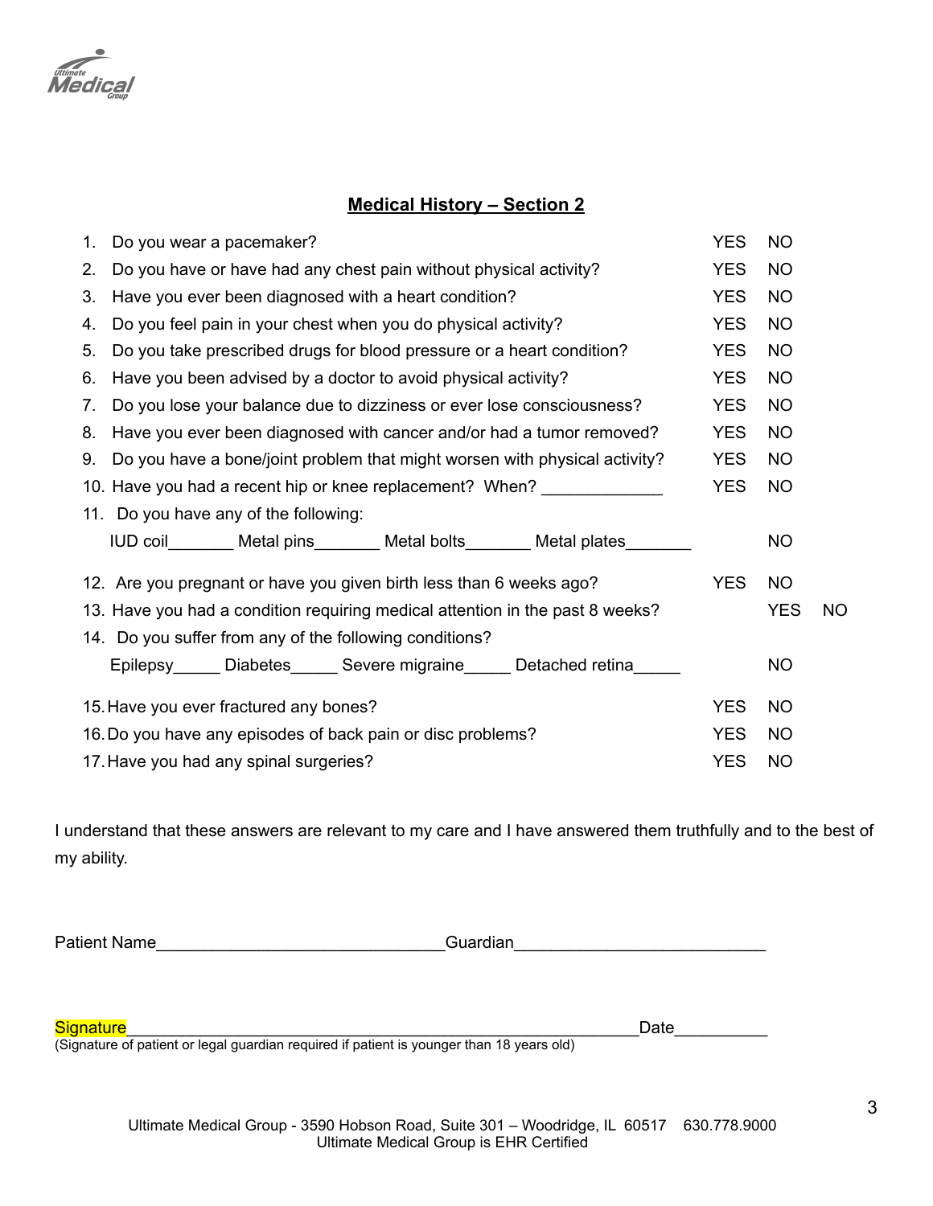## Medical History – Section 2

1. Do you wear a pacemaker? YES NO
2. Do you have or have had any chest pain without physical activity? YES NO
3. Have you ever been diagnosed with a heart condition? YES NO
4. Do you feel pain in your chest when you do physical activity? YES NO
5. Do you take prescribed drugs for blood pressure or a heart condition? YES NO
6. Have you been advised by a doctor to avoid physical activity? YES NO
7. Do you lose your balance due to dizziness or ever lose consciousness? YES NO
8. Have you ever been diagnosed with cancer and/or had a tumor removed? YES NO
9. Do you have a bone/joint problem that might worsen with physical activity? YES NO
10. Have you had a recent hip or knee replacement? When? _____________ YES NO
11. Do you have any of the following:
    IUD coil_______ Metal pins_______ Metal bolts_______ Metal plates_______ NO
12. Are you pregnant or have you given birth less than 6 weeks ago? YES NO
13. Have you had a condition requiring medical attention in the past 8 weeks? YES NO
14. Do you suffer from any of the following conditions?
    Epilepsy_____ Diabetes_____ Severe migraine_____ Detached retina_____ NO
15. Have you ever fractured any bones? YES NO
16. Do you have any episodes of back pain or disc problems? YES NO
17. Have you had any spinal surgeries? YES NO

I understand that these answers are relevant to my care and I have answered them truthfully and to the best of my ability.

Patient Name______________________________Guardian__________________________

Signature__________________________________________________________Date__________
(Signature of patient or legal guardian required if patient is younger than 18 years old)

Ultimate Medical Group - 3590 Hobson Road, Suite 301 – Woodridge, IL 60517 630.778.9000
Ultimate Medical Group is EHR Certified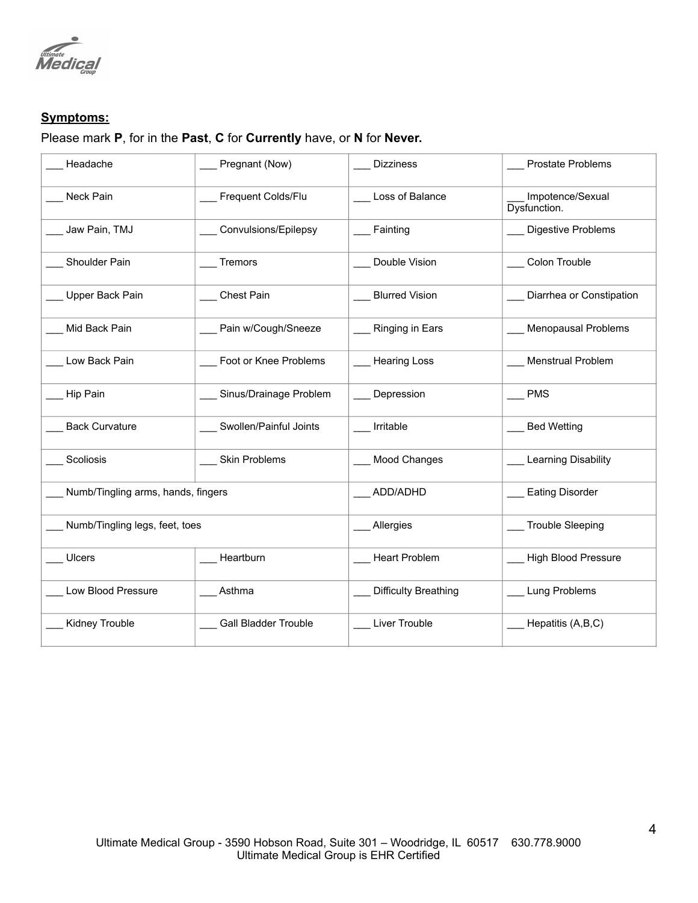**Symptoms:**

Please mark **P**, for in the **Past**, **C** for **Currently** have, or **N** for **Never.**

| | | | |
|---|---|---|---|
| ___ Headache | ___ Pregnant (Now) | ___ Dizziness | ___ Prostate Problems |
| ___ Neck Pain | ___ Frequent Colds/Flu | ___ Loss of Balance | ___ Impotence/Sexual Dysfunction. |
| ___ Jaw Pain, TMJ | ___ Convulsions/Epilepsy | ___ Fainting | ___ Digestive Problems |
| ___ Shoulder Pain | ___ Tremors | ___ Double Vision | ___ Colon Trouble |
| ___ Upper Back Pain | ___ Chest Pain | ___ Blurred Vision | ___ Diarrhea or Constipation |
| ___ Mid Back Pain | ___ Pain w/Cough/Sneeze | ___ Ringing in Ears | ___ Menopausal Problems |
| ___ Low Back Pain | ___ Foot or Knee Problems | ___ Hearing Loss | ___ Menstrual Problem |
| ___ Hip Pain | ___ Sinus/Drainage Problem | ___ Depression | ___ PMS |
| ___ Back Curvature | ___ Swollen/Painful Joints | ___ Irritable | ___ Bed Wetting |
| ___ Scoliosis | ___ Skin Problems | ___ Mood Changes | ___ Learning Disability |
| ___ Numb/Tingling arms, hands, fingers | | ___ ADD/ADHD | ___ Eating Disorder |
| ___ Numb/Tingling legs, feet, toes | | ___ Allergies | ___ Trouble Sleeping |
| ___ Ulcers | ___ Heartburn | ___ Heart Problem | ___ High Blood Pressure |
| ___ Low Blood Pressure | ___ Asthma | ___ Difficulty Breathing | ___ Lung Problems |
| ___ Kidney Trouble | ___ Gall Bladder Trouble | ___ Liver Trouble | ___ Hepatitis (A,B,C) |

Ultimate Medical Group - 3590 Hobson Road, Suite 301 – Woodridge, IL 60517 630.778.9000
Ultimate Medical Group is EHR Certified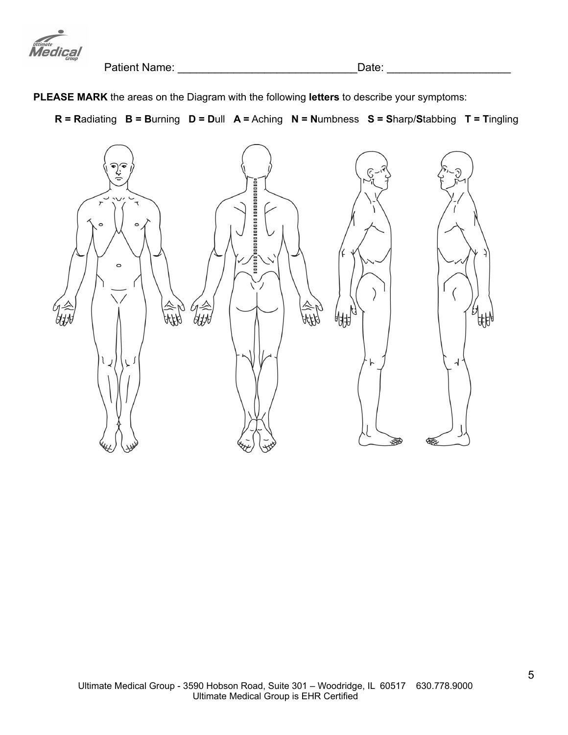Patient Name: ______________________________Date: ____________________

**PLEASE MARK** the areas on the Diagram with the following **letters** to describe your symptoms:

**R = R**adiating **B = B**urning **D = D**ull **A =** Aching **N = N**umbness **S = S**harp/**S**tabbing **T = T**ingling

Ultimate Medical Group - 3590 Hobson Road, Suite 301 – Woodridge, IL 60517 630.778.9000
Ultimate Medical Group is EHR Certified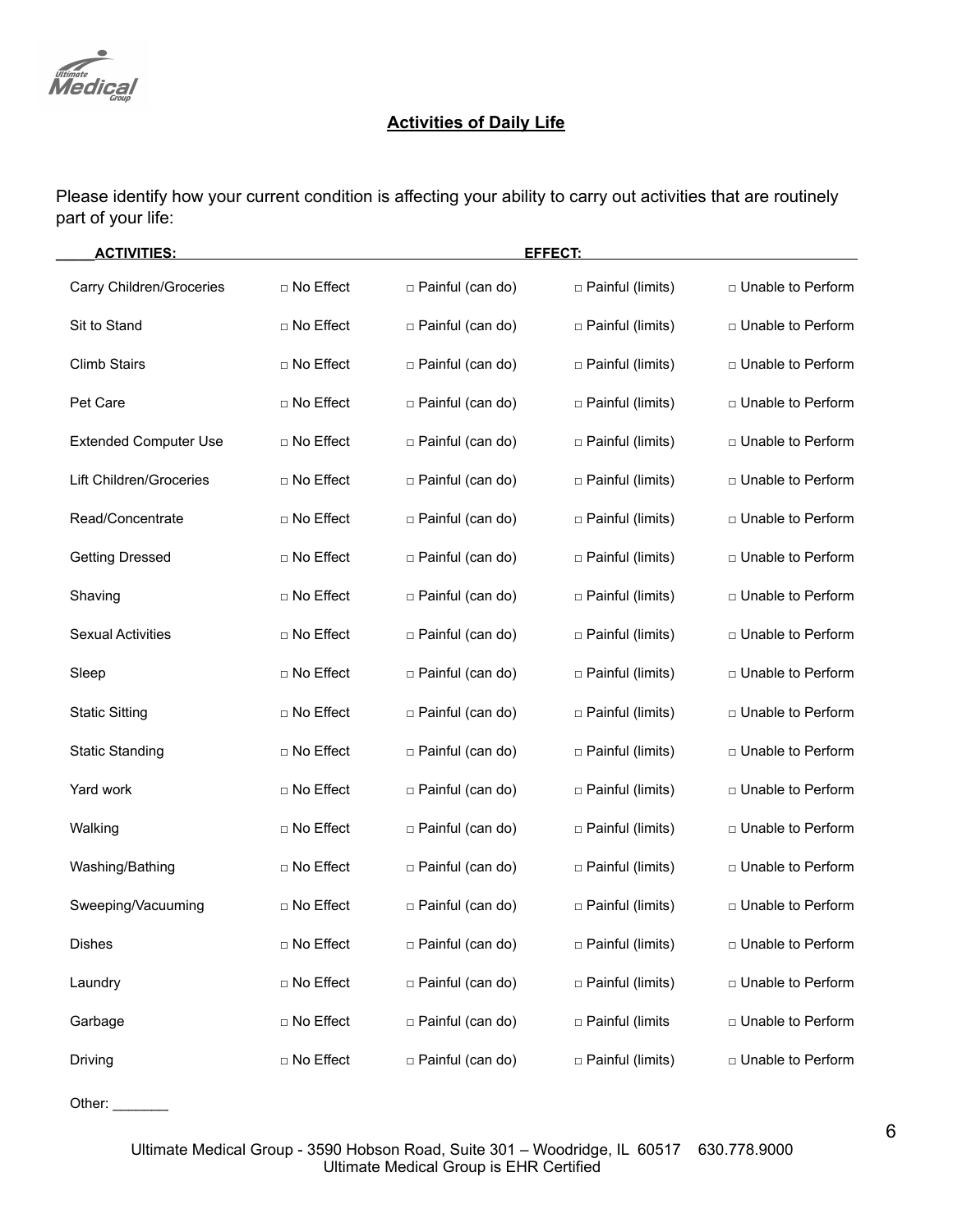## Activities of Daily Life

Please identify how your current condition is affecting your ability to carry out activities that are routinely part of your life:

| ACTIVITIES: | EFFECT: | | | |
|---|---|---|---|---|
| Carry Children/Groceries | □ No Effect | □ Painful (can do) | □ Painful (limits) | □ Unable to Perform |
| Sit to Stand | □ No Effect | □ Painful (can do) | □ Painful (limits) | □ Unable to Perform |
| Climb Stairs | □ No Effect | □ Painful (can do) | □ Painful (limits) | □ Unable to Perform |
| Pet Care | □ No Effect | □ Painful (can do) | □ Painful (limits) | □ Unable to Perform |
| Extended Computer Use | □ No Effect | □ Painful (can do) | □ Painful (limits) | □ Unable to Perform |
| Lift Children/Groceries | □ No Effect | □ Painful (can do) | □ Painful (limits) | □ Unable to Perform |
| Read/Concentrate | □ No Effect | □ Painful (can do) | □ Painful (limits) | □ Unable to Perform |
| Getting Dressed | □ No Effect | □ Painful (can do) | □ Painful (limits) | □ Unable to Perform |
| Shaving | □ No Effect | □ Painful (can do) | □ Painful (limits) | □ Unable to Perform |
| Sexual Activities | □ No Effect | □ Painful (can do) | □ Painful (limits) | □ Unable to Perform |
| Sleep | □ No Effect | □ Painful (can do) | □ Painful (limits) | □ Unable to Perform |
| Static Sitting | □ No Effect | □ Painful (can do) | □ Painful (limits) | □ Unable to Perform |
| Static Standing | □ No Effect | □ Painful (can do) | □ Painful (limits) | □ Unable to Perform |
| Yard work | □ No Effect | □ Painful (can do) | □ Painful (limits) | □ Unable to Perform |
| Walking | □ No Effect | □ Painful (can do) | □ Painful (limits) | □ Unable to Perform |
| Washing/Bathing | □ No Effect | □ Painful (can do) | □ Painful (limits) | □ Unable to Perform |
| Sweeping/Vacuuming | □ No Effect | □ Painful (can do) | □ Painful (limits) | □ Unable to Perform |
| Dishes | □ No Effect | □ Painful (can do) | □ Painful (limits) | □ Unable to Perform |
| Laundry | □ No Effect | □ Painful (can do) | □ Painful (limits) | □ Unable to Perform |
| Garbage | □ No Effect | □ Painful (can do) | □ Painful (limits | □ Unable to Perform |
| Driving | □ No Effect | □ Painful (can do) | □ Painful (limits) | □ Unable to Perform |

Other: _______

Ultimate Medical Group - 3590 Hobson Road, Suite 301 – Woodridge, IL 60517 630.778.9000
Ultimate Medical Group is EHR Certified